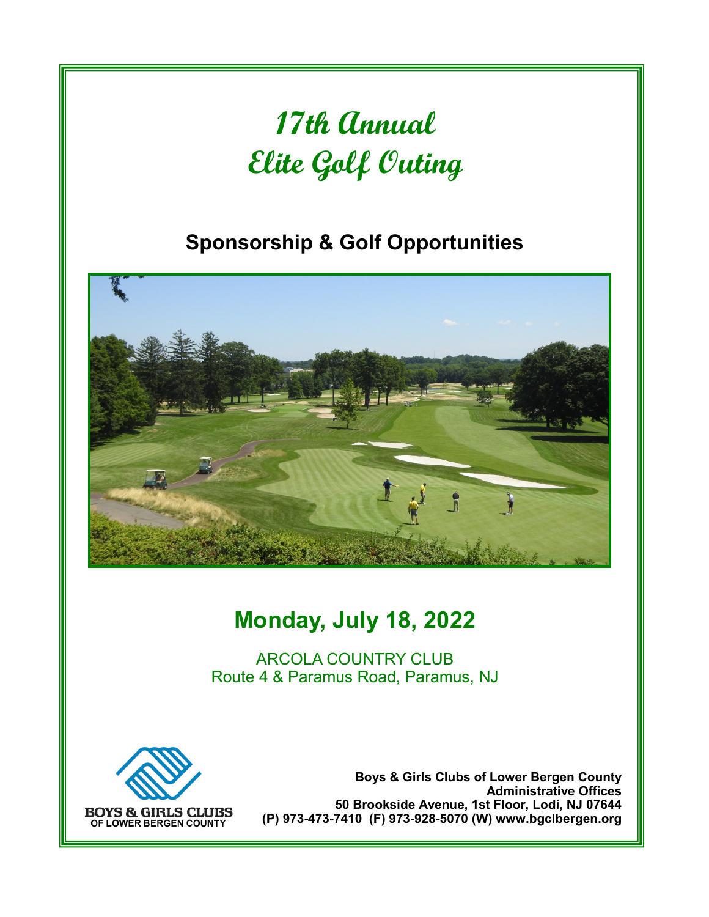# 17th Annual
# Elite Golf Outing

## Sponsorship & Golf Opportunities

## Monday, July 18, 2022

ARCOLA COUNTRY CLUB
Route 4 & Paramus Road, Paramus, NJ

BOYS & GIRLS CLUBS
OF LOWER BERGEN COUNTY

**Boys & Girls Clubs of Lower Bergen County**
**Administrative Offices**
**50 Brookside Avenue, 1st Floor, Lodi, NJ 07644**
**(P) 973-473-7410 (F) 973-928-5070 (W) www.bgclbergen.org**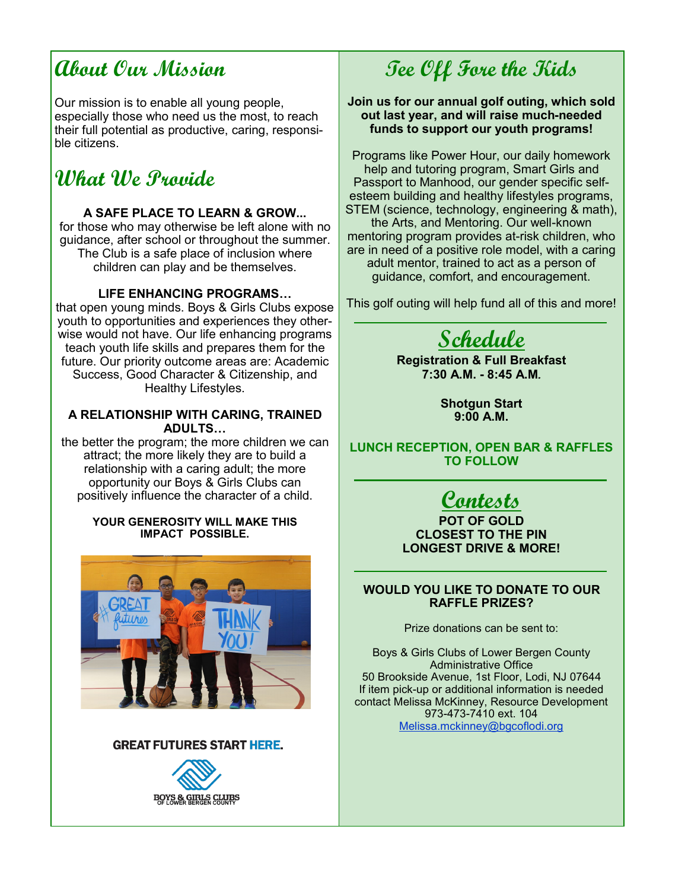## About Our Mission

Our mission is to enable all young people, especially those who need us the most, to reach their full potential as productive, caring, responsible citizens.

## What We Provide

**A SAFE PLACE TO LEARN & GROW...**
for those who may otherwise be left alone with no guidance, after school or throughout the summer. The Club is a safe place of inclusion where children can play and be themselves.

**LIFE ENHANCING PROGRAMS…**
that open young minds. Boys & Girls Clubs expose youth to opportunities and experiences they otherwise would not have. Our life enhancing programs teach youth life skills and prepares them for the future. Our priority outcome areas are: Academic Success, Good Character & Citizenship, and Healthy Lifestyles.

**A RELATIONSHIP WITH CARING, TRAINED ADULTS…**
the better the program; the more children we can attract; the more likely they are to build a relationship with a caring adult; the more opportunity our Boys & Girls Clubs can positively influence the character of a child.

**YOUR GENEROSITY WILL MAKE THIS IMPACT POSSIBLE.**

**GREAT FUTURES START HERE.**

BOYS & GIRLS CLUBS OF LOWER BERGEN COUNTY

## Tee Off Fore the Kids

**Join us for our annual golf outing, which sold out last year, and will raise much-needed funds to support our youth programs!**

Programs like Power Hour, our daily homework help and tutoring program, Smart Girls and Passport to Manhood, our gender specific self-esteem building and healthy lifestyles programs, STEM (science, technology, engineering & math), the Arts, and Mentoring. Our well-known mentoring program provides at-risk children, who are in need of a positive role model, with a caring adult mentor, trained to act as a person of guidance, comfort, and encouragement.

This golf outing will help fund all of this and more!

### Schedule

**Registration & Full Breakfast**
**7:30 A.M. - 8:45 A.M.**

**Shotgun Start**
**9:00 A.M.**

**LUNCH RECEPTION, OPEN BAR & RAFFLES TO FOLLOW**

### Contests

**POT OF GOLD**
**CLOSEST TO THE PIN**
**LONGEST DRIVE & MORE!**

**WOULD YOU LIKE TO DONATE TO OUR RAFFLE PRIZES?**

Prize donations can be sent to:

Boys & Girls Clubs of Lower Bergen County
Administrative Office
50 Brookside Avenue, 1st Floor, Lodi, NJ 07644
If item pick-up or additional information is needed contact Melissa McKinney, Resource Development
973-473-7410 ext. 104
Melissa.mckinney@bgcoflodi.org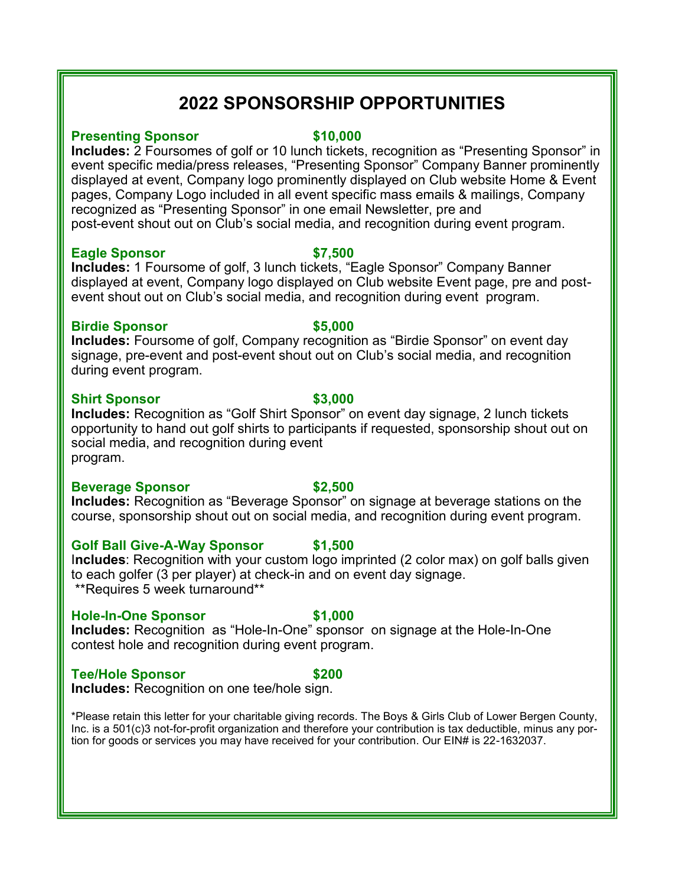# 2022 SPONSORSHIP OPPORTUNITIES

**Presenting Sponsor** **$10,000**

**Includes:** 2 Foursomes of golf or 10 lunch tickets, recognition as “Presenting Sponsor” in event specific media/press releases, “Presenting Sponsor” Company Banner prominently displayed at event, Company logo prominently displayed on Club website Home & Event pages, Company Logo included in all event specific mass emails & mailings, Company recognized as “Presenting Sponsor” in one email Newsletter, pre and post-event shout out on Club’s social media, and recognition during event program.

**Eagle Sponsor** **$7,500**

**Includes:** 1 Foursome of golf, 3 lunch tickets, “Eagle Sponsor” Company Banner displayed at event, Company logo displayed on Club website Event page, pre and post-event shout out on Club’s social media, and recognition during event program.

**Birdie Sponsor** **$5,000**

**Includes:** Foursome of golf, Company recognition as “Birdie Sponsor” on event day signage, pre-event and post-event shout out on Club’s social media, and recognition during event program.

**Shirt Sponsor** **$3,000**

**Includes:** Recognition as “Golf Shirt Sponsor” on event day signage, 2 lunch tickets opportunity to hand out golf shirts to participants if requested, sponsorship shout out on social media, and recognition during event program.

**Beverage Sponsor** **$2,500**

**Includes:** Recognition as “Beverage Sponsor” on signage at beverage stations on the course, sponsorship shout out on social media, and recognition during event program.

**Golf Ball Give-A-Way Sponsor** **$1,500**

**Includes**: Recognition with your custom logo imprinted (2 color max) on golf balls given to each golfer (3 per player) at check-in and on event day signage.
**Requires 5 week turnaround**

**Hole-In-One Sponsor** **$1,000**

**Includes:** Recognition as “Hole-In-One” sponsor on signage at the Hole-In-One contest hole and recognition during event program.

**Tee/Hole Sponsor** **$200**

**Includes:** Recognition on one tee/hole sign.

*Please retain this letter for your charitable giving records. The Boys & Girls Club of Lower Bergen County, Inc. is a 501(c)3 not-for-profit organization and therefore your contribution is tax deductible, minus any portion for goods or services you may have received for your contribution. Our EIN# is 22-1632037.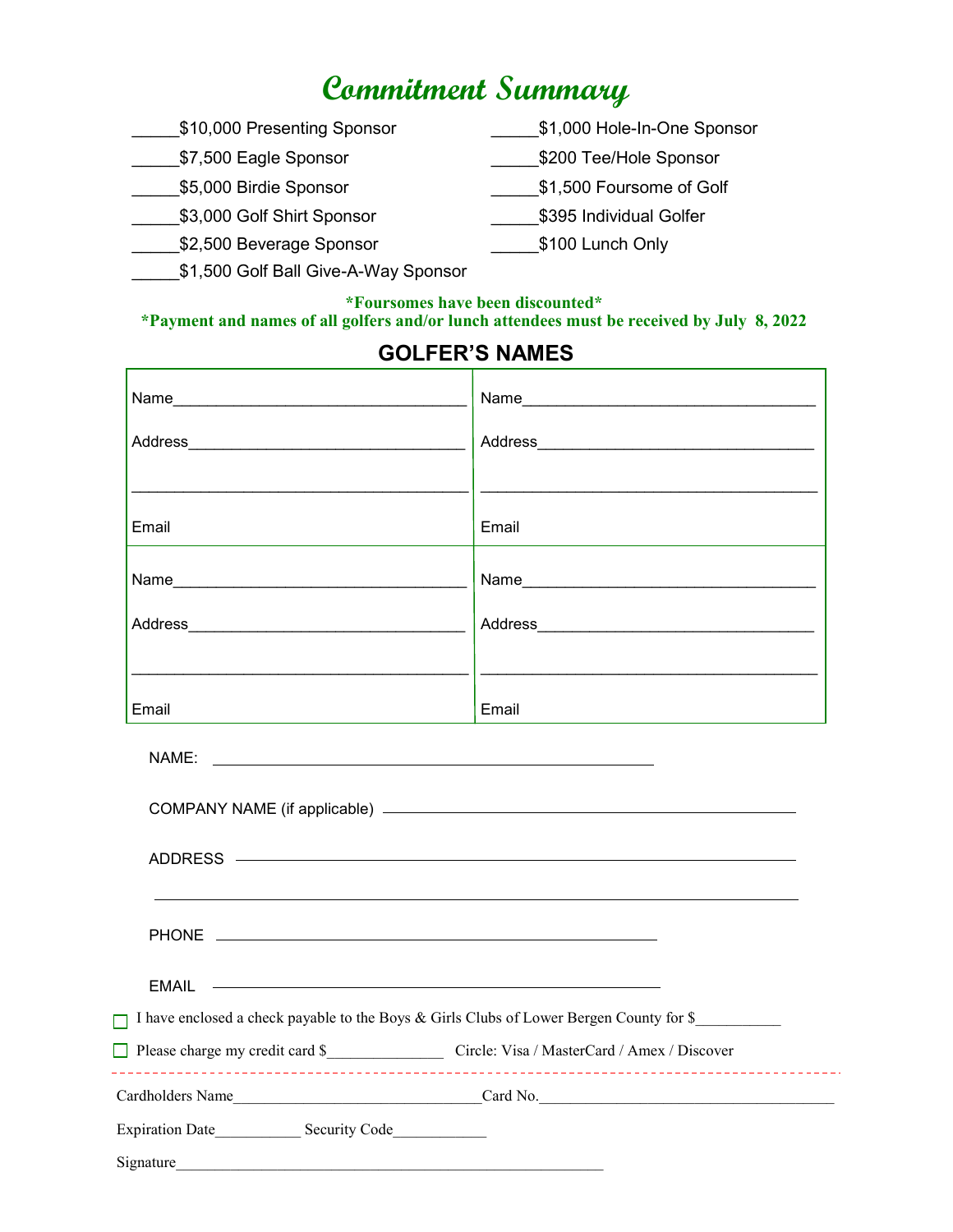# Commitment Summary

_____$10,000 Presenting Sponsor

_____$7,500 Eagle Sponsor

_____$5,000 Birdie Sponsor

_____$3,000 Golf Shirt Sponsor

_____$2,500 Beverage Sponsor

_____$1,500 Golf Ball Give-A-Way Sponsor

_____$1,000 Hole-In-One Sponsor

_____$200 Tee/Hole Sponsor

_____$1,500 Foursome of Golf

_____$395 Individual Golfer

_____$100 Lunch Only

**\*Foursomes have been discounted\***

**\*Payment and names of all golfers and/or lunch attendees must be received by July 8, 2022**

## GOLFER'S NAMES

| | |
|---|---|
| Name__________________________________<br>Address________________________________<br>_______________________________________<br>Email | Name__________________________________<br>Address________________________________<br>_______________________________________<br>Email |
| Name__________________________________<br>Address________________________________<br>_______________________________________<br>Email | Name__________________________________<br>Address________________________________<br>_______________________________________<br>Email |

NAME: ______________________________________________________

COMPANY NAME (if applicable) ______________________________________________________

ADDRESS ______________________________________________________

______________________________________________________

PHONE ______________________________________________________

EMAIL ______________________________________________________

☐ I have enclosed a check payable to the Boys & Girls Clubs of Lower Bergen County for $___________

☐ Please charge my credit card $_______________ Circle: Visa / MasterCard / Amex / Discover

Cardholders Name_______________________________ Card No.______________________________________

Expiration Date___________ Security Code____________

Signature_______________________________________________________